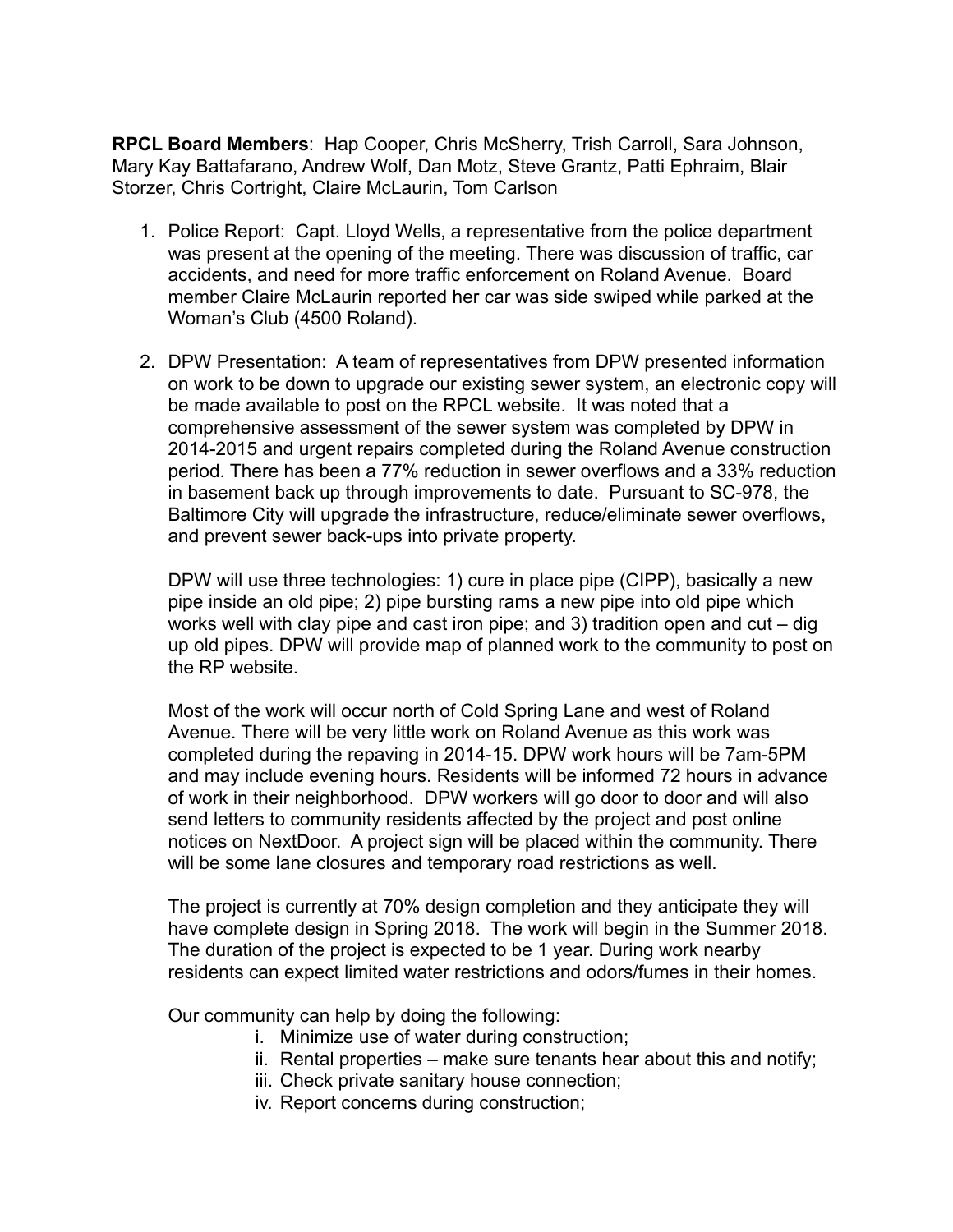**RPCL Board Members**: Hap Cooper, Chris McSherry, Trish Carroll, Sara Johnson, Mary Kay Battafarano, Andrew Wolf, Dan Motz, Steve Grantz, Patti Ephraim, Blair Storzer, Chris Cortright, Claire McLaurin, Tom Carlson

1. Police Report: Capt. Lloyd Wells, a representative from the police department was present at the opening of the meeting. There was discussion of traffic, car accidents, and need for more traffic enforcement on Roland Avenue. Board member Claire McLaurin reported her car was side swiped while parked at the Woman's Club (4500 Roland).

2. DPW Presentation: A team of representatives from DPW presented information on work to be down to upgrade our existing sewer system, an electronic copy will be made available to post on the RPCL website. It was noted that a comprehensive assessment of the sewer system was completed by DPW in 2014-2015 and urgent repairs completed during the Roland Avenue construction period. There has been a 77% reduction in sewer overflows and a 33% reduction in basement back up through improvements to date. Pursuant to SC-978, the Baltimore City will upgrade the infrastructure, reduce/eliminate sewer overflows, and prevent sewer back-ups into private property.

   DPW will use three technologies: 1) cure in place pipe (CIPP), basically a new pipe inside an old pipe; 2) pipe bursting rams a new pipe into old pipe which works well with clay pipe and cast iron pipe; and 3) tradition open and cut – dig up old pipes. DPW will provide map of planned work to the community to post on the RP website.

   Most of the work will occur north of Cold Spring Lane and west of Roland Avenue. There will be very little work on Roland Avenue as this work was completed during the repaving in 2014-15. DPW work hours will be 7am-5PM and may include evening hours. Residents will be informed 72 hours in advance of work in their neighborhood. DPW workers will go door to door and will also send letters to community residents affected by the project and post online notices on NextDoor. A project sign will be placed within the community. There will be some lane closures and temporary road restrictions as well.

   The project is currently at 70% design completion and they anticipate they will have complete design in Spring 2018. The work will begin in the Summer 2018. The duration of the project is expected to be 1 year. During work nearby residents can expect limited water restrictions and odors/fumes in their homes.

   Our community can help by doing the following:

   i. Minimize use of water during construction;
   ii. Rental properties – make sure tenants hear about this and notify;
   iii. Check private sanitary house connection;
   iv. Report concerns during construction;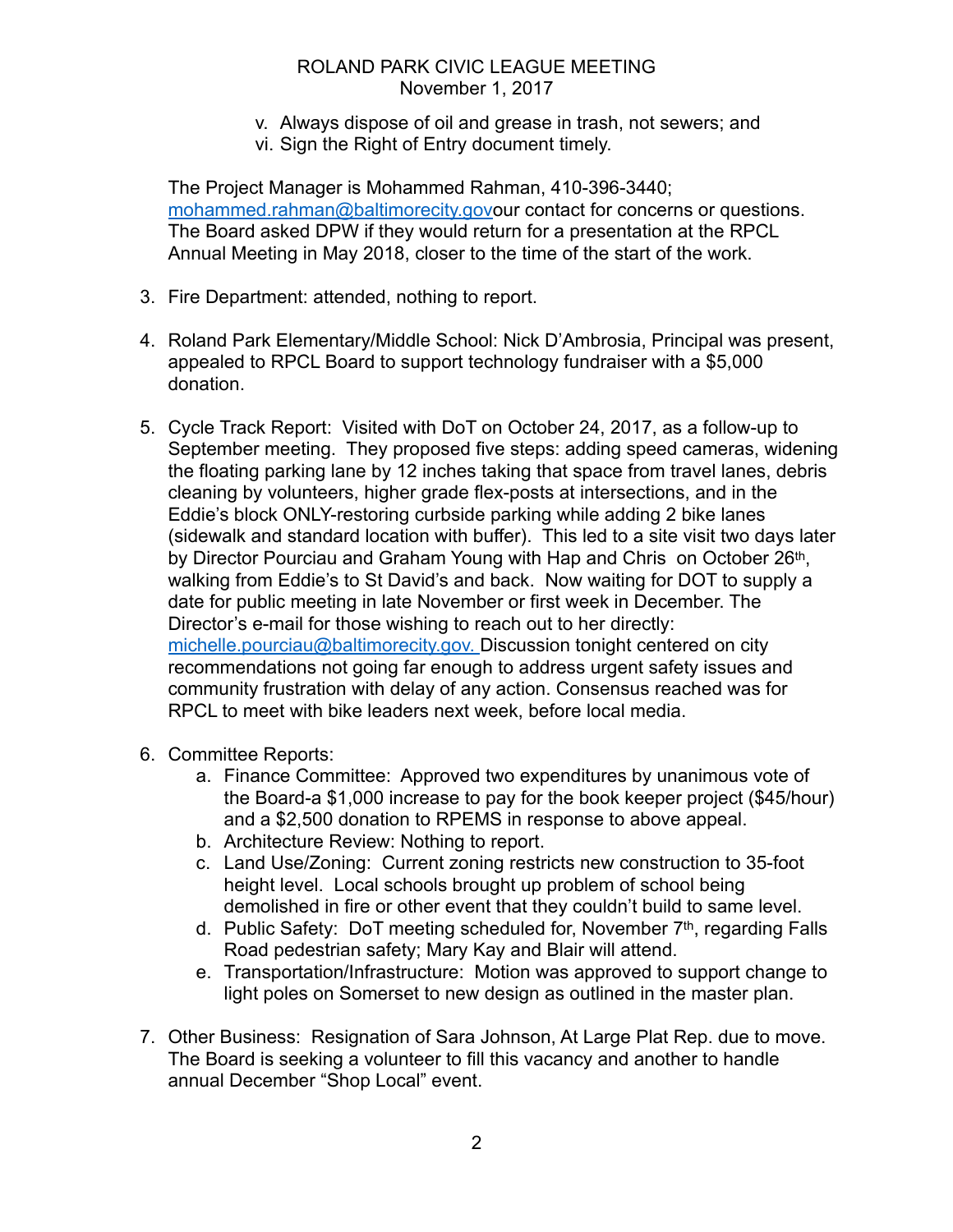ROLAND PARK CIVIC LEAGUE MEETING
November 1, 2017

v. Always dispose of oil and grease in trash, not sewers; and
vi. Sign the Right of Entry document timely.

The Project Manager is Mohammed Rahman, 410-396-3440; mohammed.rahman@baltimorecity.govour contact for concerns or questions. The Board asked DPW if they would return for a presentation at the RPCL Annual Meeting in May 2018, closer to the time of the start of the work.

3. Fire Department: attended, nothing to report.

4. Roland Park Elementary/Middle School: Nick D'Ambrosia, Principal was present, appealed to RPCL Board to support technology fundraiser with a $5,000 donation.

5. Cycle Track Report: Visited with DoT on October 24, 2017, as a follow-up to September meeting. They proposed five steps: adding speed cameras, widening the floating parking lane by 12 inches taking that space from travel lanes, debris cleaning by volunteers, higher grade flex-posts at intersections, and in the Eddie's block ONLY-restoring curbside parking while adding 2 bike lanes (sidewalk and standard location with buffer). This led to a site visit two days later by Director Pourciau and Graham Young with Hap and Chris on October 26th, walking from Eddie's to St David's and back. Now waiting for DOT to supply a date for public meeting in late November or first week in December. The Director's e-mail for those wishing to reach out to her directly: michelle.pourciau@baltimorecity.gov. Discussion tonight centered on city recommendations not going far enough to address urgent safety issues and community frustration with delay of any action. Consensus reached was for RPCL to meet with bike leaders next week, before local media.

6. Committee Reports:
   a. Finance Committee: Approved two expenditures by unanimous vote of the Board-a $1,000 increase to pay for the book keeper project ($45/hour) and a $2,500 donation to RPEMS in response to above appeal.
   b. Architecture Review: Nothing to report.
   c. Land Use/Zoning: Current zoning restricts new construction to 35-foot height level. Local schools brought up problem of school being demolished in fire or other event that they couldn't build to same level.
   d. Public Safety: DoT meeting scheduled for, November 7th, regarding Falls Road pedestrian safety; Mary Kay and Blair will attend.
   e. Transportation/Infrastructure: Motion was approved to support change to light poles on Somerset to new design as outlined in the master plan.

7. Other Business: Resignation of Sara Johnson, At Large Plat Rep. due to move. The Board is seeking a volunteer to fill this vacancy and another to handle annual December "Shop Local" event.